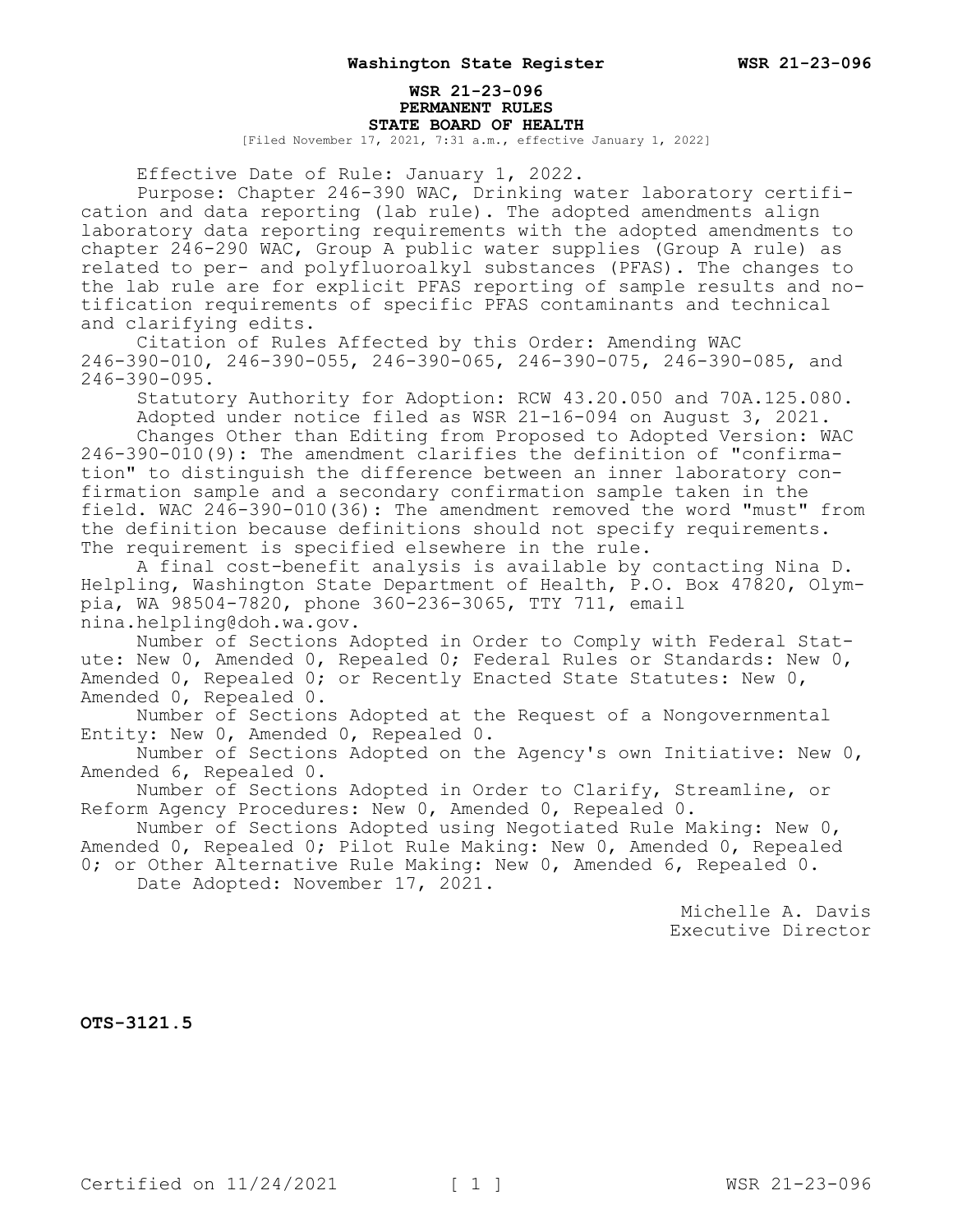**WSR 21-23-096**
**PERMANENT RULES**
**STATE BOARD OF HEALTH**

[Filed November 17, 2021, 7:31 a.m., effective January 1, 2022]

Effective Date of Rule: January 1, 2022.

Purpose: Chapter 246-390 WAC, Drinking water laboratory certification and data reporting (lab rule). The adopted amendments align laboratory data reporting requirements with the adopted amendments to chapter 246-290 WAC, Group A public water supplies (Group A rule) as related to per- and polyfluoroalkyl substances (PFAS). The changes to the lab rule are for explicit PFAS reporting of sample results and notification requirements of specific PFAS contaminants and technical and clarifying edits.

Citation of Rules Affected by this Order: Amending WAC 246-390-010, 246-390-055, 246-390-065, 246-390-075, 246-390-085, and 246-390-095.

Statutory Authority for Adoption: RCW 43.20.050 and 70A.125.080.

Adopted under notice filed as WSR 21-16-094 on August 3, 2021.

Changes Other than Editing from Proposed to Adopted Version: WAC 246-390-010(9): The amendment clarifies the definition of "confirmation" to distinguish the difference between an inner laboratory confirmation sample and a secondary confirmation sample taken in the field. WAC 246-390-010(36): The amendment removed the word "must" from the definition because definitions should not specify requirements. The requirement is specified elsewhere in the rule.

A final cost-benefit analysis is available by contacting Nina D. Helpling, Washington State Department of Health, P.O. Box 47820, Olympia, WA 98504-7820, phone 360-236-3065, TTY 711, email nina.helpling@doh.wa.gov.

Number of Sections Adopted in Order to Comply with Federal Statute: New 0, Amended 0, Repealed 0; Federal Rules or Standards: New 0, Amended 0, Repealed 0; or Recently Enacted State Statutes: New 0, Amended 0, Repealed 0.

Number of Sections Adopted at the Request of a Nongovernmental Entity: New 0, Amended 0, Repealed 0.

Number of Sections Adopted on the Agency's own Initiative: New 0, Amended 6, Repealed 0.

Number of Sections Adopted in Order to Clarify, Streamline, or Reform Agency Procedures: New 0, Amended 0, Repealed 0.

Number of Sections Adopted using Negotiated Rule Making: New 0, Amended 0, Repealed 0; Pilot Rule Making: New 0, Amended 0, Repealed 0; or Other Alternative Rule Making: New 0, Amended 6, Repealed 0.

Date Adopted: November 17, 2021.

Michelle A. Davis
Executive Director

**OTS-3121.5**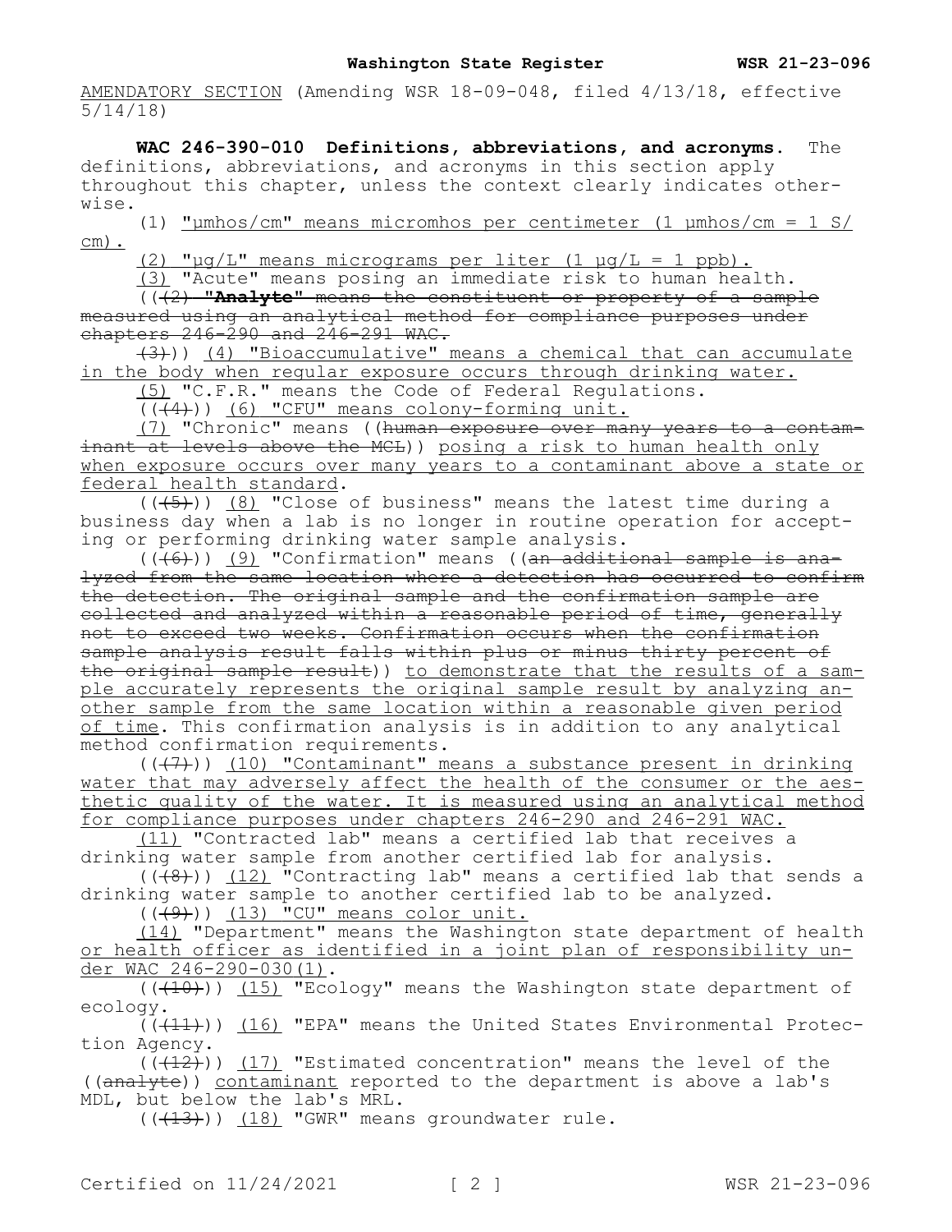AMENDATORY SECTION (Amending WSR 18-09-048, filed 4/13/18, effective 5/14/18)

**WAC 246-390-010 Definitions, abbreviations, and acronyms.** The definitions, abbreviations, and acronyms in this section apply throughout this chapter, unless the context clearly indicates otherwise.

(1) "μmhos/cm" means micromhos per centimeter (1 μmhos/cm = 1 S/cm).

(2) "μg/L" means micrograms per liter (1 μg/L = 1 ppb).

(3) "Acute" means posing an immediate risk to human health.

((~~(2) "**Analyte**" means the constituent or property of a sample measured using an analytical method for compliance purposes under chapters 246-290 and 246-291 WAC.~~

~~(3)~~)) (4) "Bioaccumulative" means a chemical that can accumulate in the body when regular exposure occurs through drinking water.

(5) "C.F.R." means the Code of Federal Regulations.

((~~(4)~~)) (6) "CFU" means colony-forming unit.

(7) "Chronic" means ((~~human exposure over many years to a contaminant at levels above the MCL~~)) posing a risk to human health only when exposure occurs over many years to a contaminant above a state or federal health standard.

((~~(5)~~)) (8) "Close of business" means the latest time during a business day when a lab is no longer in routine operation for accepting or performing drinking water sample analysis.

((~~(6)~~)) (9) "Confirmation" means ((~~an additional sample is analyzed from the same location where a detection has occurred to confirm the detection. The original sample and the confirmation sample are collected and analyzed within a reasonable period of time, generally not to exceed two weeks. Confirmation occurs when the confirmation sample analysis result falls within plus or minus thirty percent of the original sample result~~)) to demonstrate that the results of a sample accurately represents the original sample result by analyzing another sample from the same location within a reasonable given period of time. This confirmation analysis is in addition to any analytical method confirmation requirements.

((~~(7)~~)) (10) "Contaminant" means a substance present in drinking water that may adversely affect the health of the consumer or the aesthetic quality of the water. It is measured using an analytical method for compliance purposes under chapters 246-290 and 246-291 WAC.

(11) "Contracted lab" means a certified lab that receives a drinking water sample from another certified lab for analysis.

((~~(8)~~)) (12) "Contracting lab" means a certified lab that sends a drinking water sample to another certified lab to be analyzed.

((~~(9)~~)) (13) "CU" means color unit.

(14) "Department" means the Washington state department of health or health officer as identified in a joint plan of responsibility under WAC 246-290-030(1).

((~~(10)~~)) (15) "Ecology" means the Washington state department of ecology.

((~~(11)~~)) (16) "EPA" means the United States Environmental Protection Agency.

((~~(12)~~)) (17) "Estimated concentration" means the level of the ((~~analyte~~)) contaminant reported to the department is above a lab's MDL, but below the lab's MRL.

((~~(13)~~)) (18) "GWR" means groundwater rule.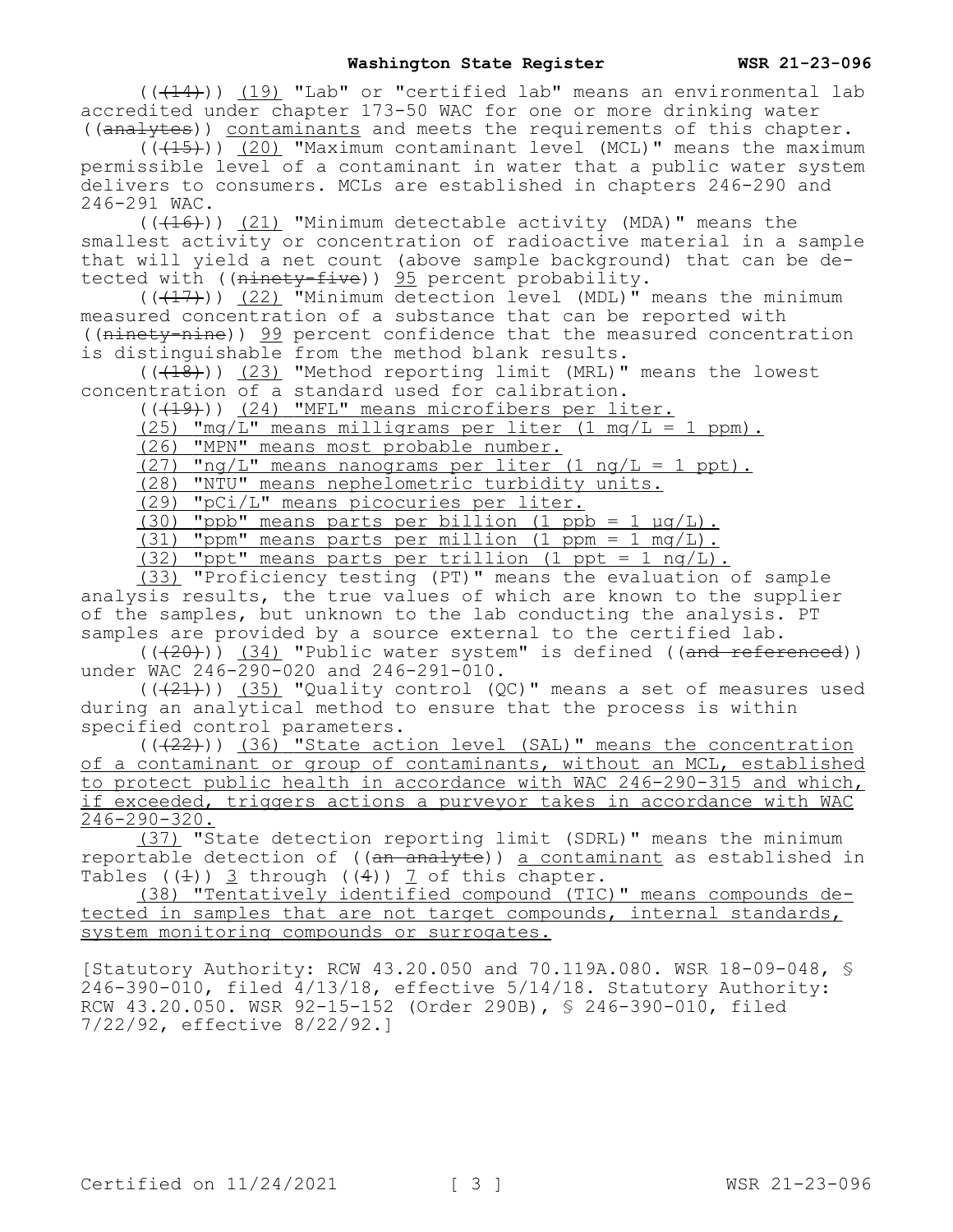((~~(14)~~)) <u>(19)</u> "Lab" or "certified lab" means an environmental lab accredited under chapter 173-50 WAC for one or more drinking water ((~~analytes~~)) <u>contaminants</u> and meets the requirements of this chapter.

((~~(15)~~)) <u>(20)</u> "Maximum contaminant level (MCL)" means the maximum permissible level of a contaminant in water that a public water system delivers to consumers. MCLs are established in chapters 246-290 and 246-291 WAC.

((~~(16)~~)) <u>(21)</u> "Minimum detectable activity (MDA)" means the smallest activity or concentration of radioactive material in a sample that will yield a net count (above sample background) that can be detected with ((~~ninety-five~~)) <u>95</u> percent probability.

((~~(17)~~)) <u>(22)</u> "Minimum detection level (MDL)" means the minimum measured concentration of a substance that can be reported with ((~~ninety-nine~~)) <u>99</u> percent confidence that the measured concentration is distinguishable from the method blank results.

((~~(18)~~)) <u>(23)</u> "Method reporting limit (MRL)" means the lowest concentration of a standard used for calibration.

((~~(19)~~)) <u>(24) "MFL" means microfibers per liter.</u>

<u>(25) "mg/L" means milligrams per liter (1 mg/L = 1 ppm).</u>

<u>(26) "MPN" means most probable number.</u>

<u>(27) "ng/L" means nanograms per liter (1 ng/L = 1 ppt).</u>

<u>(28) "NTU" means nephelometric turbidity units.</u>

<u>(29) "pCi/L" means picocuries per liter.</u>

<u>(30) "ppb" means parts per billion (1 ppb = 1 µg/L).</u>

<u>(31) "ppm" means parts per million (1 ppm = 1 mg/L).</u>

<u>(32) "ppt" means parts per trillion (1 ppt = 1 ng/L).</u>

<u>(33)</u> "Proficiency testing (PT)" means the evaluation of sample analysis results, the true values of which are known to the supplier of the samples, but unknown to the lab conducting the analysis. PT samples are provided by a source external to the certified lab.

((~~(20)~~)) <u>(34)</u> "Public water system" is defined ((~~and referenced~~)) under WAC 246-290-020 and 246-291-010.

((~~(21)~~)) <u>(35)</u> "Quality control (QC)" means a set of measures used during an analytical method to ensure that the process is within specified control parameters.

((~~(22)~~)) <u>(36) "State action level (SAL)" means the concentration of a contaminant or group of contaminants, without an MCL, established to protect public health in accordance with WAC 246-290-315 and which, if exceeded, triggers actions a purveyor takes in accordance with WAC 246-290-320.</u>

<u>(37)</u> "State detection reporting limit (SDRL)" means the minimum reportable detection of ((~~an analyte~~)) <u>a contaminant</u> as established in Tables ((~~1~~)) <u>3</u> through ((~~4~~)) <u>7</u> of this chapter.

<u>(38) "Tentatively identified compound (TIC)" means compounds detected in samples that are not target compounds, internal standards, system monitoring compounds or surrogates.</u>

[Statutory Authority: RCW 43.20.050 and 70.119A.080. WSR 18-09-048, § 246-390-010, filed 4/13/18, effective 5/14/18. Statutory Authority: RCW 43.20.050. WSR 92-15-152 (Order 290B), § 246-390-010, filed 7/22/92, effective 8/22/92.]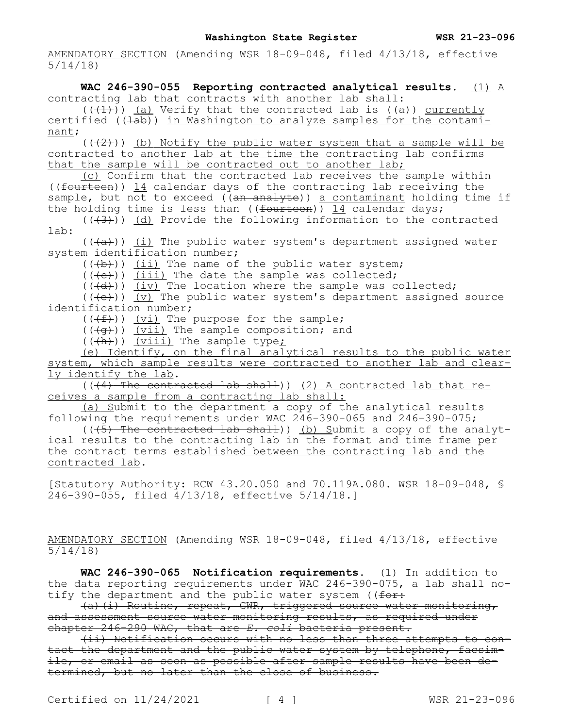AMENDATORY SECTION (Amending WSR 18-09-048, filed 4/13/18, effective 5/14/18)

**WAC 246-390-055 Reporting contracted analytical results.** (1) A contracting lab that contracts with another lab shall:

((~~(1)~~)) (a) Verify that the contracted lab is ((~~a~~)) currently certified ((~~lab~~)) in Washington to analyze samples for the contaminant;

((~~(2)~~)) (b) Notify the public water system that a sample will be contracted to another lab at the time the contracting lab confirms that the sample will be contracted out to another lab;

(c) Confirm that the contracted lab receives the sample within ((~~fourteen~~)) 14 calendar days of the contracting lab receiving the sample, but not to exceed ((~~an analyte~~)) a contaminant holding time if the holding time is less than ((~~fourteen~~)) 14 calendar days;

((~~(3)~~)) (d) Provide the following information to the contracted lab:

((~~(a)~~)) (i) The public water system's department assigned water system identification number;

((~~(b)~~)) (ii) The name of the public water system;

((~~(c)~~)) (iii) The date the sample was collected;

((~~(d)~~)) (iv) The location where the sample was collected;

((~~(e)~~)) (v) The public water system's department assigned source identification number;

((~~(f)~~)) (vi) The purpose for the sample;

((~~(g)~~)) (vii) The sample composition; and

((~~(h)~~)) (viii) The sample type;

(e) Identify, on the final analytical results to the public water system, which sample results were contracted to another lab and clearly identify the lab.

((~~(4) The contracted lab shall~~)) (2) A contracted lab that receives a sample from a contracting lab shall:

(a) Submit to the department a copy of the analytical results following the requirements under WAC 246-390-065 and 246-390-075;

((~~(5) The contracted lab shall~~)) (b) Submit a copy of the analytical results to the contracting lab in the format and time frame per the contract terms established between the contracting lab and the contracted lab.

[Statutory Authority: RCW 43.20.050 and 70.119A.080. WSR 18-09-048, § 246-390-055, filed 4/13/18, effective 5/14/18.]

AMENDATORY SECTION (Amending WSR 18-09-048, filed 4/13/18, effective 5/14/18)

**WAC 246-390-065 Notification requirements.** (1) In addition to the data reporting requirements under WAC 246-390-075, a lab shall notify the department and the public water system ((~~for:~~

~~(a)(i) Routine, repeat, GWR, triggered source water monitoring, and assessment source water monitoring results, as required under chapter 246-290 WAC, that are *E. coli* bacteria present.~~

~~(ii) Notification occurs with no less than three attempts to contact the department and the public water system by telephone, facsimile, or email as soon as possible after sample results have been determined, but no later than the close of business.~~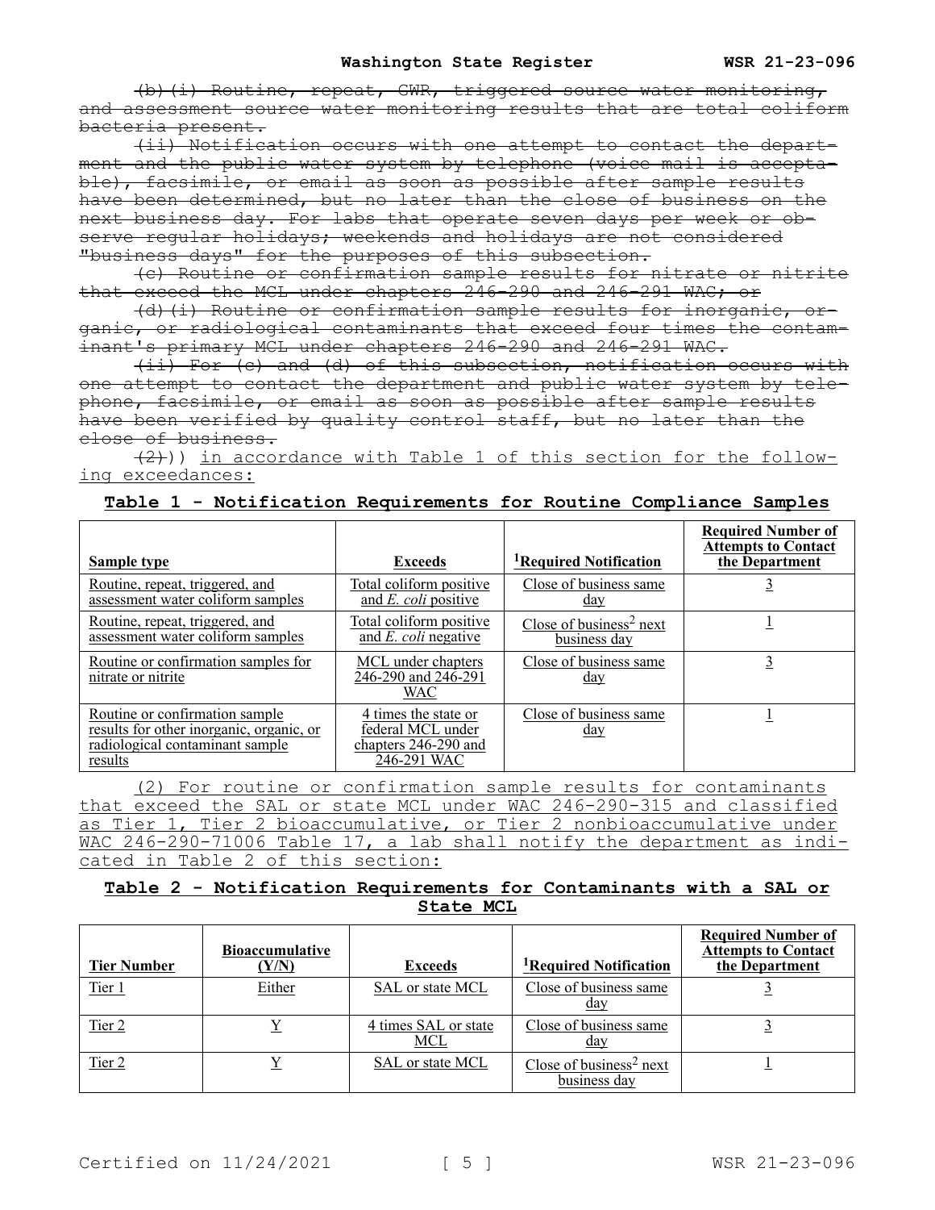~~(b)(i) Routine, repeat, GWR, triggered source water monitoring, and assessment source water monitoring results that are total coliform bacteria present.~~

~~(ii) Notification occurs with one attempt to contact the department and the public water system by telephone (voice mail is acceptable), facsimile, or email as soon as possible after sample results have been determined, but no later than the close of business on the next business day. For labs that operate seven days per week or observe regular holidays; weekends and holidays are not considered "business days" for the purposes of this subsection.~~

~~(c) Routine or confirmation sample results for nitrate or nitrite that exceed the MCL under chapters 246-290 and 246-291 WAC; or~~

~~(d)(i) Routine or confirmation sample results for inorganic, organic, or radiological contaminants that exceed four times the contaminant's primary MCL under chapters 246-290 and 246-291 WAC.~~

~~(ii) For (c) and (d) of this subsection, notification occurs with one attempt to contact the department and public water system by telephone, facsimile, or email as soon as possible after sample results have been verified by quality control staff, but no later than the close of business.~~

~~(2)~~)) in accordance with Table 1 of this section for the following exceedances:

**Table 1 - Notification Requirements for Routine Compliance Samples**

| Sample type | Exceeds | [1]Required Notification | Required Number of Attempts to Contact the Department |
|---|---|---|---|
| Routine, repeat, triggered, and assessment water coliform samples | Total coliform positive and *E. coli* positive | Close of business same day | 3 |
| Routine, repeat, triggered, and assessment water coliform samples | Total coliform positive and *E. coli* negative | Close of business[2] next business day | 1 |
| Routine or confirmation samples for nitrate or nitrite | MCL under chapters 246-290 and 246-291 WAC | Close of business same day | 3 |
| Routine or confirmation sample results for other inorganic, organic, or radiological contaminant sample results | 4 times the state or federal MCL under chapters 246-290 and 246-291 WAC | Close of business same day | 1 |

(2) For routine or confirmation sample results for contaminants that exceed the SAL or state MCL under WAC 246-290-315 and classified as Tier 1, Tier 2 bioaccumulative, or Tier 2 nonbioaccumulative under WAC 246-290-71006 Table 17, a lab shall notify the department as indicated in Table 2 of this section:

**Table 2 - Notification Requirements for Contaminants with a SAL or State MCL**

| Tier Number | Bioaccumulative (Y/N) | Exceeds | [1]Required Notification | Required Number of Attempts to Contact the Department |
|---|---|---|---|---|
| Tier 1 | Either | SAL or state MCL | Close of business same day | 3 |
| Tier 2 | Y | 4 times SAL or state MCL | Close of business same day | 3 |
| Tier 2 | Y | SAL or state MCL | Close of business[2] next business day | 1 |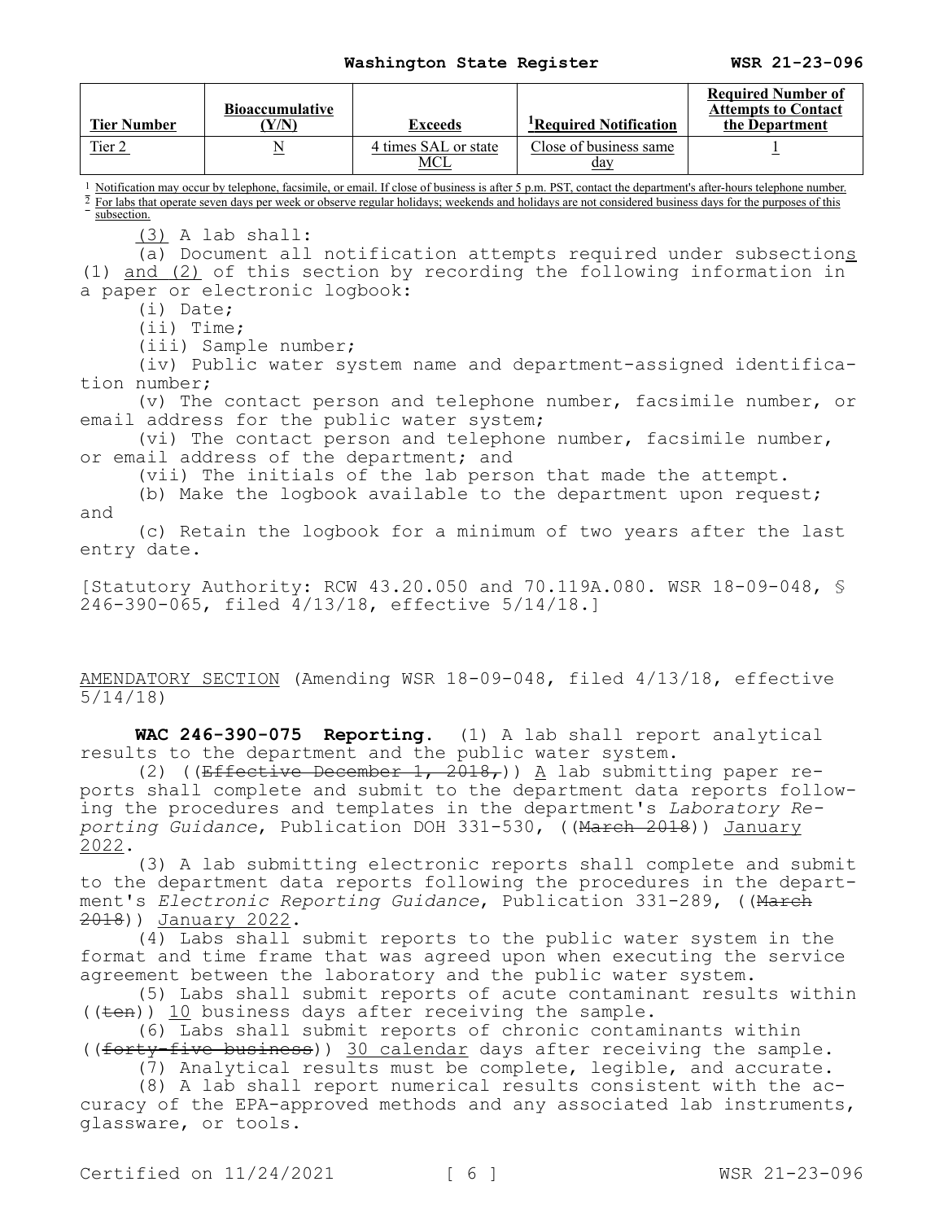| Tier Number | Bioaccumulative (Y/N) | Exceeds | [1]Required Notification | Required Number of Attempts to Contact the Department |
| --- | --- | --- | --- | --- |
| Tier 2 | N | 4 times SAL or state MCL | Close of business same day | 1 |

[1] Notification may occur by telephone, facsimile, or email. If close of business is after 5 p.m. PST, contact the department's after-hours telephone number.
[2] For labs that operate seven days per week or observe regular holidays; weekends and holidays are not considered business days for the purposes of this subsection.

(3) A lab shall:

(a) Document all notification attempts required under subsections (1) and (2) of this section by recording the following information in a paper or electronic logbook:

(i) Date;

(ii) Time;

(iii) Sample number;

(iv) Public water system name and department-assigned identification number;

(v) The contact person and telephone number, facsimile number, or email address for the public water system;

(vi) The contact person and telephone number, facsimile number, or email address of the department; and

(vii) The initials of the lab person that made the attempt.

(b) Make the logbook available to the department upon request; and

(c) Retain the logbook for a minimum of two years after the last entry date.

[Statutory Authority: RCW 43.20.050 and 70.119A.080. WSR 18-09-048, § 246-390-065, filed 4/13/18, effective 5/14/18.]

AMENDATORY SECTION (Amending WSR 18-09-048, filed 4/13/18, effective 5/14/18)

**WAC 246-390-075 Reporting.** (1) A lab shall report analytical results to the department and the public water system.

(2) ((~~Effective December 1, 2018,~~)) A lab submitting paper reports shall complete and submit to the department data reports following the procedures and templates in the department's *Laboratory Reporting Guidance*, Publication DOH 331-530, ((~~March 2018~~)) January 2022.

(3) A lab submitting electronic reports shall complete and submit to the department data reports following the procedures in the department's *Electronic Reporting Guidance*, Publication 331-289, ((~~March 2018~~)) January 2022.

(4) Labs shall submit reports to the public water system in the format and time frame that was agreed upon when executing the service agreement between the laboratory and the public water system.

(5) Labs shall submit reports of acute contaminant results within ((~~ten~~)) 10 business days after receiving the sample.

(6) Labs shall submit reports of chronic contaminants within ((~~forty-five business~~)) 30 calendar days after receiving the sample.

(7) Analytical results must be complete, legible, and accurate.

(8) A lab shall report numerical results consistent with the accuracy of the EPA-approved methods and any associated lab instruments, glassware, or tools.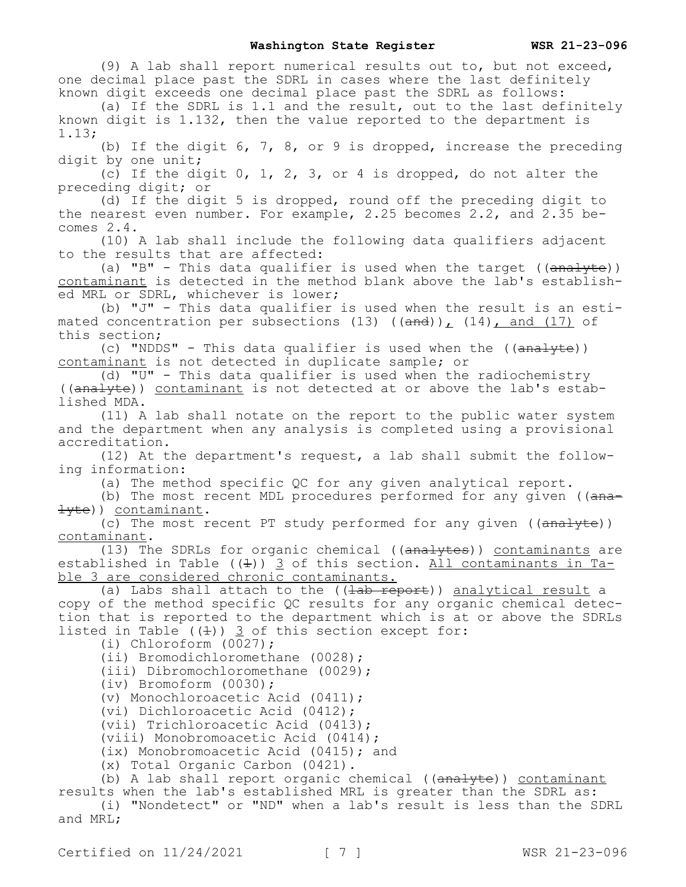(9) A lab shall report numerical results out to, but not exceed, one decimal place past the SDRL in cases where the last definitely known digit exceeds one decimal place past the SDRL as follows:

(a) If the SDRL is 1.1 and the result, out to the last definitely known digit is 1.132, then the value reported to the department is 1.13;

(b) If the digit 6, 7, 8, or 9 is dropped, increase the preceding digit by one unit;

(c) If the digit 0, 1, 2, 3, or 4 is dropped, do not alter the preceding digit; or

(d) If the digit 5 is dropped, round off the preceding digit to the nearest even number. For example, 2.25 becomes 2.2, and 2.35 becomes 2.4.

(10) A lab shall include the following data qualifiers adjacent to the results that are affected:

(a) "B" - This data qualifier is used when the target ((~~analyte~~)) <u>contaminant</u> is detected in the method blank above the lab's established MRL or SDRL, whichever is lower;

(b) "J" - This data qualifier is used when the result is an estimated concentration per subsections (13) ((~~and~~))<u>,</u> (14)<u>, and (17)</u> of this section;

(c) "NDDS" - This data qualifier is used when the ((~~analyte~~)) <u>contaminant</u> is not detected in duplicate sample; or

(d) "U" - This data qualifier is used when the radiochemistry ((~~analyte~~)) <u>contaminant</u> is not detected at or above the lab's established MDA.

(11) A lab shall notate on the report to the public water system and the department when any analysis is completed using a provisional accreditation.

(12) At the department's request, a lab shall submit the following information:

(a) The method specific QC for any given analytical report.

(b) The most recent MDL procedures performed for any given ((~~analyte~~)) <u>contaminant</u>.

(c) The most recent PT study performed for any given ((~~analyte~~)) <u>contaminant</u>.

(13) The SDRLs for organic chemical ((~~analytes~~)) <u>contaminants</u> are established in Table ((~~1~~)) <u>3</u> of this section. <u>All contaminants in Table 3 are considered chronic contaminants.</u>

(a) Labs shall attach to the ((~~lab report~~)) <u>analytical result</u> a copy of the method specific QC results for any organic chemical detection that is reported to the department which is at or above the SDRLs listed in Table ((~~1~~)) <u>3</u> of this section except for:

(i) Chloroform (0027);

(ii) Bromodichloromethane (0028);

(iii) Dibromochloromethane (0029);

(iv) Bromoform (0030);

(v) Monochloroacetic Acid (0411);

(vi) Dichloroacetic Acid (0412);

(vii) Trichloroacetic Acid (0413);

(viii) Monobromoacetic Acid (0414);

(ix) Monobromoacetic Acid (0415); and

(x) Total Organic Carbon (0421).

(b) A lab shall report organic chemical ((~~analyte~~)) <u>contaminant</u> results when the lab's established MRL is greater than the SDRL as:

(i) "Nondetect" or "ND" when a lab's result is less than the SDRL and MRL;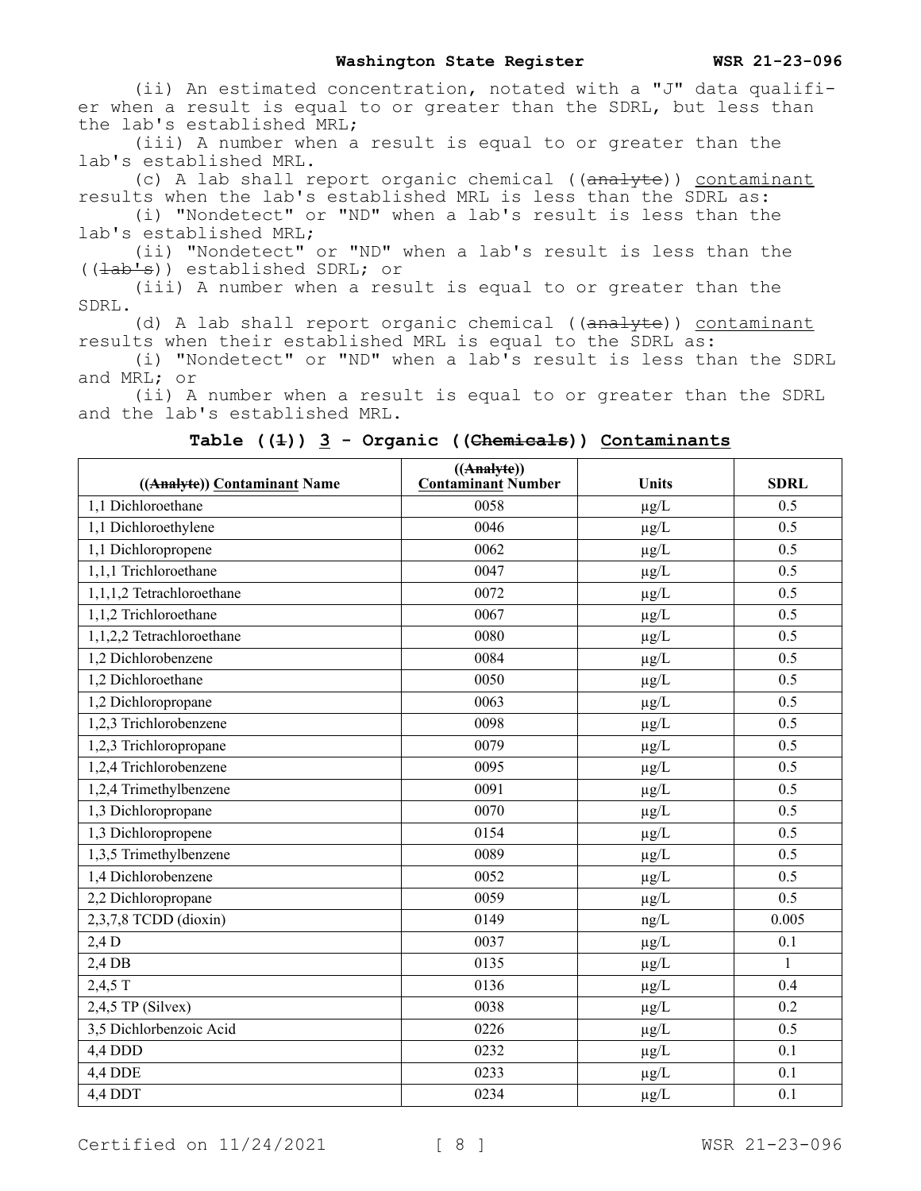(ii) An estimated concentration, notated with a "J" data qualifier when a result is equal to or greater than the SDRL, but less than the lab's established MRL;

(iii) A number when a result is equal to or greater than the lab's established MRL.

(c) A lab shall report organic chemical ((~~analyte~~)) <u>contaminant</u> results when the lab's established MRL is less than the SDRL as:

(i) "Nondetect" or "ND" when a lab's result is less than the lab's established MRL;

(ii) "Nondetect" or "ND" when a lab's result is less than the ((~~lab's~~)) established SDRL; or

(iii) A number when a result is equal to or greater than the SDRL.

(d) A lab shall report organic chemical ((~~analyte~~)) <u>contaminant</u> results when their established MRL is equal to the SDRL as:

(i) "Nondetect" or "ND" when a lab's result is less than the SDRL and MRL; or

(ii) A number when a result is equal to or greater than the SDRL and the lab's established MRL.

**Table ((~~1~~)) <u>3</u> - Organic ((~~Chemicals~~)) <u>Contaminants</u>**

| ((~~Analyte~~)) <u>Contaminant</u> Name | ((~~Analyte~~)) <u>Contaminant</u> Number | Units | SDRL |
|---|---|---|---|
| 1,1 Dichloroethane | 0058 | μg/L | 0.5 |
| 1,1 Dichloroethylene | 0046 | μg/L | 0.5 |
| 1,1 Dichloropropene | 0062 | μg/L | 0.5 |
| 1,1,1 Trichloroethane | 0047 | μg/L | 0.5 |
| 1,1,1,2 Tetrachloroethane | 0072 | μg/L | 0.5 |
| 1,1,2 Trichloroethane | 0067 | μg/L | 0.5 |
| 1,1,2,2 Tetrachloroethane | 0080 | μg/L | 0.5 |
| 1,2 Dichlorobenzene | 0084 | μg/L | 0.5 |
| 1,2 Dichloroethane | 0050 | μg/L | 0.5 |
| 1,2 Dichloropropane | 0063 | μg/L | 0.5 |
| 1,2,3 Trichlorobenzene | 0098 | μg/L | 0.5 |
| 1,2,3 Trichloropropane | 0079 | μg/L | 0.5 |
| 1,2,4 Trichlorobenzene | 0095 | μg/L | 0.5 |
| 1,2,4 Trimethylbenzene | 0091 | μg/L | 0.5 |
| 1,3 Dichloropropane | 0070 | μg/L | 0.5 |
| 1,3 Dichloropropene | 0154 | μg/L | 0.5 |
| 1,3,5 Trimethylbenzene | 0089 | μg/L | 0.5 |
| 1,4 Dichlorobenzene | 0052 | μg/L | 0.5 |
| 2,2 Dichloropropane | 0059 | μg/L | 0.5 |
| 2,3,7,8 TCDD (dioxin) | 0149 | ng/L | 0.005 |
| 2,4 D | 0037 | μg/L | 0.1 |
| 2,4 DB | 0135 | μg/L | 1 |
| 2,4,5 T | 0136 | μg/L | 0.4 |
| 2,4,5 TP (Silvex) | 0038 | μg/L | 0.2 |
| 3,5 Dichlorbenzoic Acid | 0226 | μg/L | 0.5 |
| 4,4 DDD | 0232 | μg/L | 0.1 |
| 4,4 DDE | 0233 | μg/L | 0.1 |
| 4,4 DDT | 0234 | μg/L | 0.1 |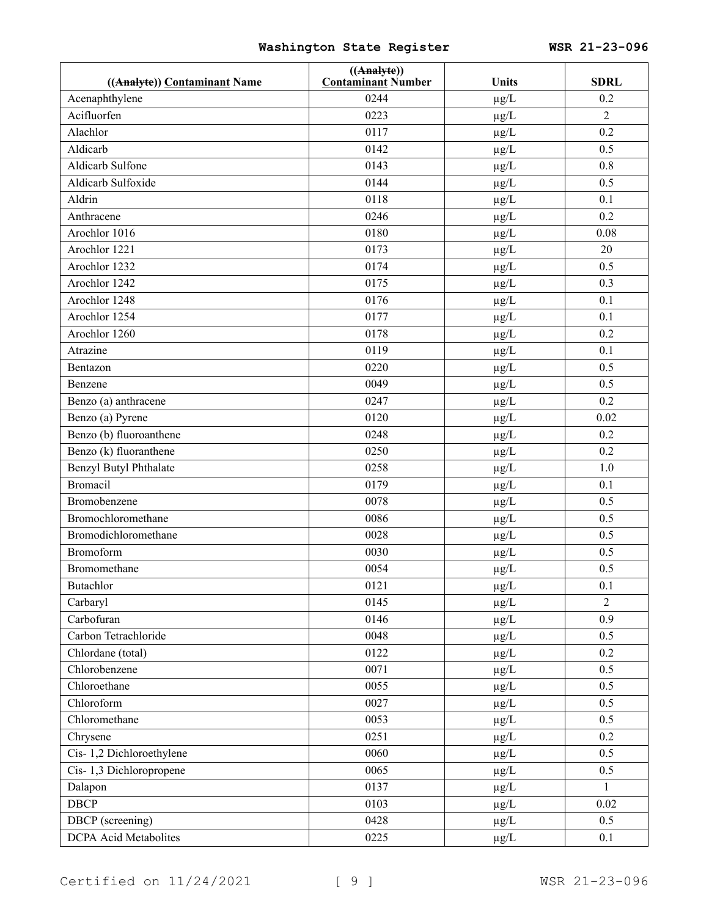| ((~~Analyte~~)) <u>Contaminant</u> Name | ((~~Analyte~~)) <u>Contaminant</u> Number | Units | SDRL |
|---|---|---|---|
| Acenaphthylene | 0244 | µg/L | 0.2 |
| Acifluorfen | 0223 | µg/L | 2 |
| Alachlor | 0117 | µg/L | 0.2 |
| Aldicarb | 0142 | µg/L | 0.5 |
| Aldicarb Sulfone | 0143 | µg/L | 0.8 |
| Aldicarb Sulfoxide | 0144 | µg/L | 0.5 |
| Aldrin | 0118 | µg/L | 0.1 |
| Anthracene | 0246 | µg/L | 0.2 |
| Arochlor 1016 | 0180 | µg/L | 0.08 |
| Arochlor 1221 | 0173 | µg/L | 20 |
| Arochlor 1232 | 0174 | µg/L | 0.5 |
| Arochlor 1242 | 0175 | µg/L | 0.3 |
| Arochlor 1248 | 0176 | µg/L | 0.1 |
| Arochlor 1254 | 0177 | µg/L | 0.1 |
| Arochlor 1260 | 0178 | µg/L | 0.2 |
| Atrazine | 0119 | µg/L | 0.1 |
| Bentazon | 0220 | µg/L | 0.5 |
| Benzene | 0049 | µg/L | 0.5 |
| Benzo (a) anthracene | 0247 | µg/L | 0.2 |
| Benzo (a) Pyrene | 0120 | µg/L | 0.02 |
| Benzo (b) fluoroanthene | 0248 | µg/L | 0.2 |
| Benzo (k) fluoranthene | 0250 | µg/L | 0.2 |
| Benzyl Butyl Phthalate | 0258 | µg/L | 1.0 |
| Bromacil | 0179 | µg/L | 0.1 |
| Bromobenzene | 0078 | µg/L | 0.5 |
| Bromochloromethane | 0086 | µg/L | 0.5 |
| Bromodichloromethane | 0028 | µg/L | 0.5 |
| Bromoform | 0030 | µg/L | 0.5 |
| Bromomethane | 0054 | µg/L | 0.5 |
| Butachlor | 0121 | µg/L | 0.1 |
| Carbaryl | 0145 | µg/L | 2 |
| Carbofuran | 0146 | µg/L | 0.9 |
| Carbon Tetrachloride | 0048 | µg/L | 0.5 |
| Chlordane (total) | 0122 | µg/L | 0.2 |
| Chlorobenzene | 0071 | µg/L | 0.5 |
| Chloroethane | 0055 | µg/L | 0.5 |
| Chloroform | 0027 | µg/L | 0.5 |
| Chloromethane | 0053 | µg/L | 0.5 |
| Chrysene | 0251 | µg/L | 0.2 |
| Cis- 1,2 Dichloroethylene | 0060 | µg/L | 0.5 |
| Cis- 1,3 Dichloropropene | 0065 | µg/L | 0.5 |
| Dalapon | 0137 | µg/L | 1 |
| DBCP | 0103 | µg/L | 0.02 |
| DBCP (screening) | 0428 | µg/L | 0.5 |
| DCPA Acid Metabolites | 0225 | µg/L | 0.1 |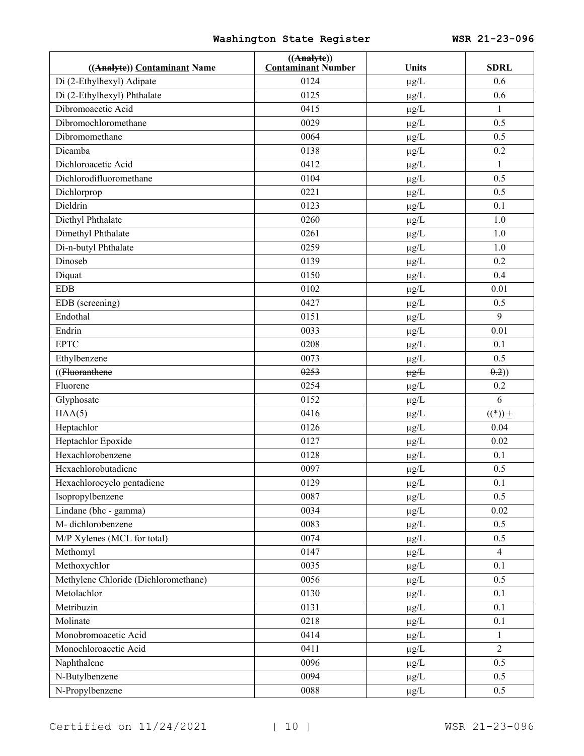| ((~~Analyte~~)) Contaminant Name | ((~~Analyte~~)) Contaminant Number | Units | SDRL |
|---|---|---|---|
| Di (2-Ethylhexyl) Adipate | 0124 | µg/L | 0.6 |
| Di (2-Ethylhexyl) Phthalate | 0125 | µg/L | 0.6 |
| Dibromoacetic Acid | 0415 | µg/L | 1 |
| Dibromochloromethane | 0029 | µg/L | 0.5 |
| Dibromomethane | 0064 | µg/L | 0.5 |
| Dicamba | 0138 | µg/L | 0.2 |
| Dichloroacetic Acid | 0412 | µg/L | 1 |
| Dichlorodifluoromethane | 0104 | µg/L | 0.5 |
| Dichlorprop | 0221 | µg/L | 0.5 |
| Dieldrin | 0123 | µg/L | 0.1 |
| Diethyl Phthalate | 0260 | µg/L | 1.0 |
| Dimethyl Phthalate | 0261 | µg/L | 1.0 |
| Di-n-butyl Phthalate | 0259 | µg/L | 1.0 |
| Dinoseb | 0139 | µg/L | 0.2 |
| Diquat | 0150 | µg/L | 0.4 |
| EDB | 0102 | µg/L | 0.01 |
| EDB (screening) | 0427 | µg/L | 0.5 |
| Endothal | 0151 | µg/L | 9 |
| Endrin | 0033 | µg/L | 0.01 |
| EPTC | 0208 | µg/L | 0.1 |
| Ethylbenzene | 0073 | µg/L | 0.5 |
| ((~~Fluoranthene~~ | ~~0253~~ | ~~µg/L~~ | ~~0.2~~)) |
| Fluorene | 0254 | µg/L | 0.2 |
| Glyphosate | 0152 | µg/L | 6 |
| HAA(5) | 0416 | µg/L | ((~~*~~)) + |
| Heptachlor | 0126 | µg/L | 0.04 |
| Heptachlor Epoxide | 0127 | µg/L | 0.02 |
| Hexachlorobenzene | 0128 | µg/L | 0.1 |
| Hexachlorobutadiene | 0097 | µg/L | 0.5 |
| Hexachlorocyclo pentadiene | 0129 | µg/L | 0.1 |
| Isopropylbenzene | 0087 | µg/L | 0.5 |
| Lindane (bhc - gamma) | 0034 | µg/L | 0.02 |
| M- dichlorobenzene | 0083 | µg/L | 0.5 |
| M/P Xylenes (MCL for total) | 0074 | µg/L | 0.5 |
| Methomyl | 0147 | µg/L | 4 |
| Methoxychlor | 0035 | µg/L | 0.1 |
| Methylene Chloride (Dichloromethane) | 0056 | µg/L | 0.5 |
| Metolachlor | 0130 | µg/L | 0.1 |
| Metribuzin | 0131 | µg/L | 0.1 |
| Molinate | 0218 | µg/L | 0.1 |
| Monobromoacetic Acid | 0414 | µg/L | 1 |
| Monochloroacetic Acid | 0411 | µg/L | 2 |
| Naphthalene | 0096 | µg/L | 0.5 |
| N-Butylbenzene | 0094 | µg/L | 0.5 |
| N-Propylbenzene | 0088 | µg/L | 0.5 |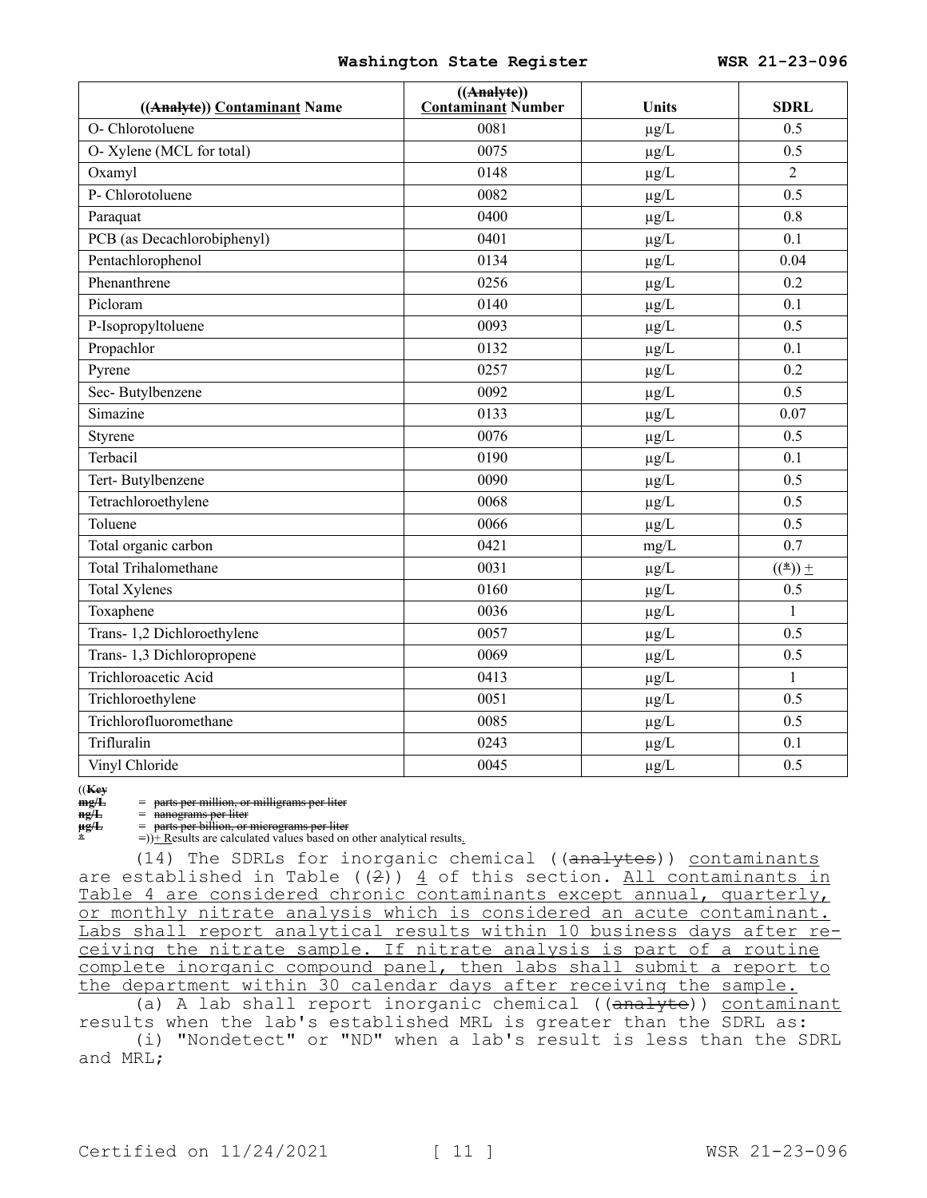| ((~~Analyte~~)) <u>Contaminant</u> Name | ((~~Analyte~~)) <u>Contaminant</u> Number | Units | SDRL |
|---|---|---|---|
| O- Chlorotoluene | 0081 | µg/L | 0.5 |
| O- Xylene (MCL for total) | 0075 | µg/L | 0.5 |
| Oxamyl | 0148 | µg/L | 2 |
| P- Chlorotoluene | 0082 | µg/L | 0.5 |
| Paraquat | 0400 | µg/L | 0.8 |
| PCB (as Decachlorobiphenyl) | 0401 | µg/L | 0.1 |
| Pentachlorophenol | 0134 | µg/L | 0.04 |
| Phenanthrene | 0256 | µg/L | 0.2 |
| Picloram | 0140 | µg/L | 0.1 |
| P-Isopropyltoluene | 0093 | µg/L | 0.5 |
| Propachlor | 0132 | µg/L | 0.1 |
| Pyrene | 0257 | µg/L | 0.2 |
| Sec- Butylbenzene | 0092 | µg/L | 0.5 |
| Simazine | 0133 | µg/L | 0.07 |
| Styrene | 0076 | µg/L | 0.5 |
| Terbacil | 0190 | µg/L | 0.1 |
| Tert- Butylbenzene | 0090 | µg/L | 0.5 |
| Tetrachloroethylene | 0068 | µg/L | 0.5 |
| Toluene | 0066 | µg/L | 0.5 |
| Total organic carbon | 0421 | mg/L | 0.7 |
| Total Trihalomethane | 0031 | µg/L | ((~~*~~)) <u>+</u> |
| Total Xylenes | 0160 | µg/L | 0.5 |
| Toxaphene | 0036 | µg/L | 1 |
| Trans- 1,2 Dichloroethylene | 0057 | µg/L | 0.5 |
| Trans- 1,3 Dichloropropene | 0069 | µg/L | 0.5 |
| Trichloroacetic Acid | 0413 | µg/L | 1 |
| Trichloroethylene | 0051 | µg/L | 0.5 |
| Trichlorofluoromethane | 0085 | µg/L | 0.5 |
| Trifluralin | 0243 | µg/L | 0.1 |
| Vinyl Chloride | 0045 | µg/L | 0.5 |

((~~**Key**~~
~~mg/L = parts per million, or milligrams per liter~~
~~ng/L = nanograms per liter~~
~~µg/L = parts per billion, or micrograms per liter~~
~~*~~ =))<u>+ R</u>esults are calculated values based on other analytical results<u>.</u>

(14) The SDRLs for inorganic chemical ((~~analytes~~)) <u>contaminants</u> are established in Table ((~~2~~)) <u>4</u> of this section. <u>All contaminants in Table 4 are considered chronic contaminants except annual, quarterly, or monthly nitrate analysis which is considered an acute contaminant. Labs shall report analytical results within 10 business days after receiving the nitrate sample. If nitrate analysis is part of a routine complete inorganic compound panel, then labs shall submit a report to the department within 30 calendar days after receiving the sample.</u>

(a) A lab shall report inorganic chemical ((~~analyte~~)) <u>contaminant</u> results when the lab's established MRL is greater than the SDRL as:

(i) "Nondetect" or "ND" when a lab's result is less than the SDRL and MRL;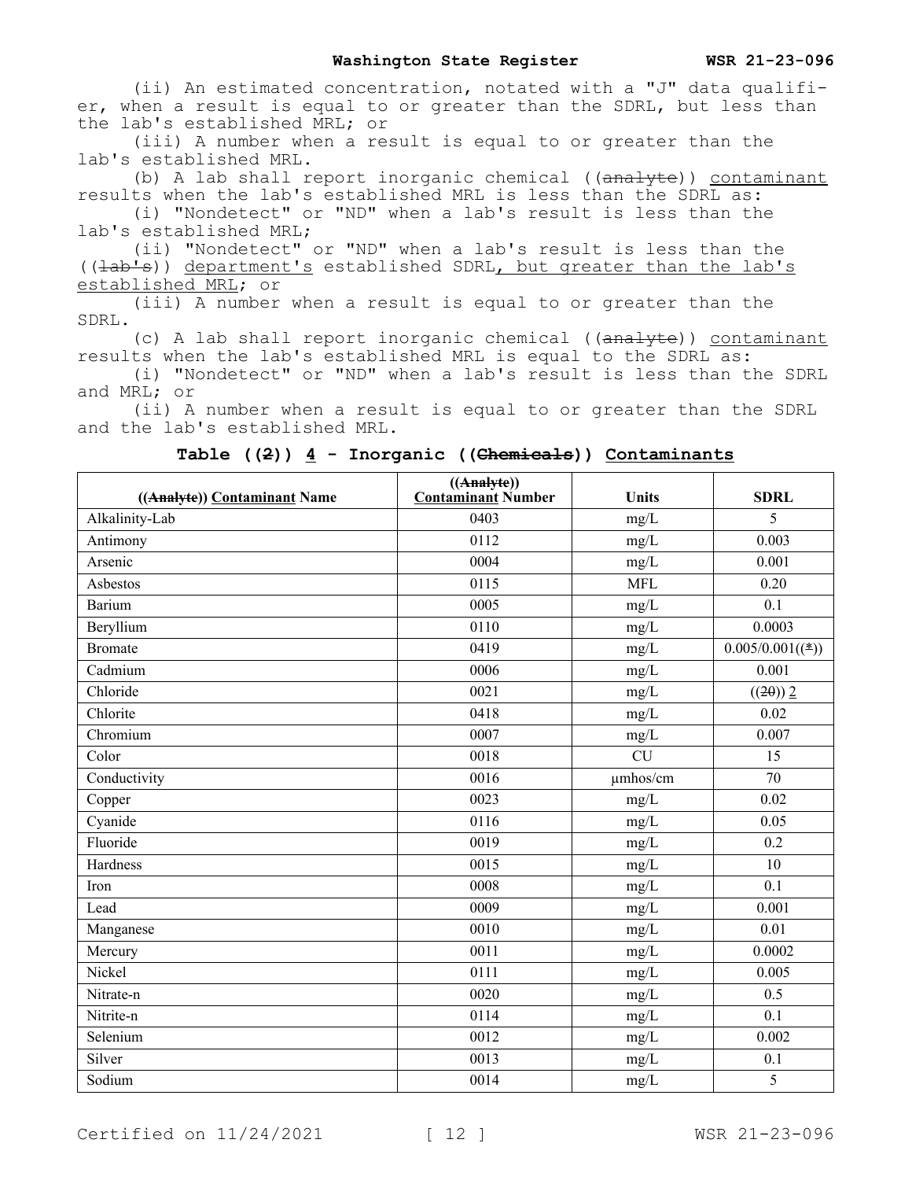(ii) An estimated concentration, notated with a "J" data qualifier, when a result is equal to or greater than the SDRL, but less than the lab's established MRL; or

(iii) A number when a result is equal to or greater than the lab's established MRL.

(b) A lab shall report inorganic chemical ((~~analyte~~)) <u>contaminant</u> results when the lab's established MRL is less than the SDRL as:

(i) "Nondetect" or "ND" when a lab's result is less than the lab's established MRL;

(ii) "Nondetect" or "ND" when a lab's result is less than the ((~~lab's~~)) <u>department's</u> established SDRL<u>, but greater than the lab's established MRL</u>; or

(iii) A number when a result is equal to or greater than the SDRL.

(c) A lab shall report inorganic chemical ((~~analyte~~)) <u>contaminant</u> results when the lab's established MRL is equal to the SDRL as:

(i) "Nondetect" or "ND" when a lab's result is less than the SDRL and MRL; or

(ii) A number when a result is equal to or greater than the SDRL and the lab's established MRL.

**Table ((~~2~~)) <u>4</u> - Inorganic ((~~Chemicals~~)) <u>Contaminants</u>**

| ((~~Analyte~~)) <u>Contaminant</u> Name | ((~~Analyte~~)) <u>Contaminant</u> Number | Units | SDRL |
|---|---|---|---|
| Alkalinity-Lab | 0403 | mg/L | 5 |
| Antimony | 0112 | mg/L | 0.003 |
| Arsenic | 0004 | mg/L | 0.001 |
| Asbestos | 0115 | MFL | 0.20 |
| Barium | 0005 | mg/L | 0.1 |
| Beryllium | 0110 | mg/L | 0.0003 |
| Bromate | 0419 | mg/L | 0.005/0.001((~~*~~)) |
| Cadmium | 0006 | mg/L | 0.001 |
| Chloride | 0021 | mg/L | ((~~20~~)) <u>2</u> |
| Chlorite | 0418 | mg/L | 0.02 |
| Chromium | 0007 | mg/L | 0.007 |
| Color | 0018 | CU | 15 |
| Conductivity | 0016 | μmhos/cm | 70 |
| Copper | 0023 | mg/L | 0.02 |
| Cyanide | 0116 | mg/L | 0.05 |
| Fluoride | 0019 | mg/L | 0.2 |
| Hardness | 0015 | mg/L | 10 |
| Iron | 0008 | mg/L | 0.1 |
| Lead | 0009 | mg/L | 0.001 |
| Manganese | 0010 | mg/L | 0.01 |
| Mercury | 0011 | mg/L | 0.0002 |
| Nickel | 0111 | mg/L | 0.005 |
| Nitrate-n | 0020 | mg/L | 0.5 |
| Nitrite-n | 0114 | mg/L | 0.1 |
| Selenium | 0012 | mg/L | 0.002 |
| Silver | 0013 | mg/L | 0.1 |
| Sodium | 0014 | mg/L | 5 |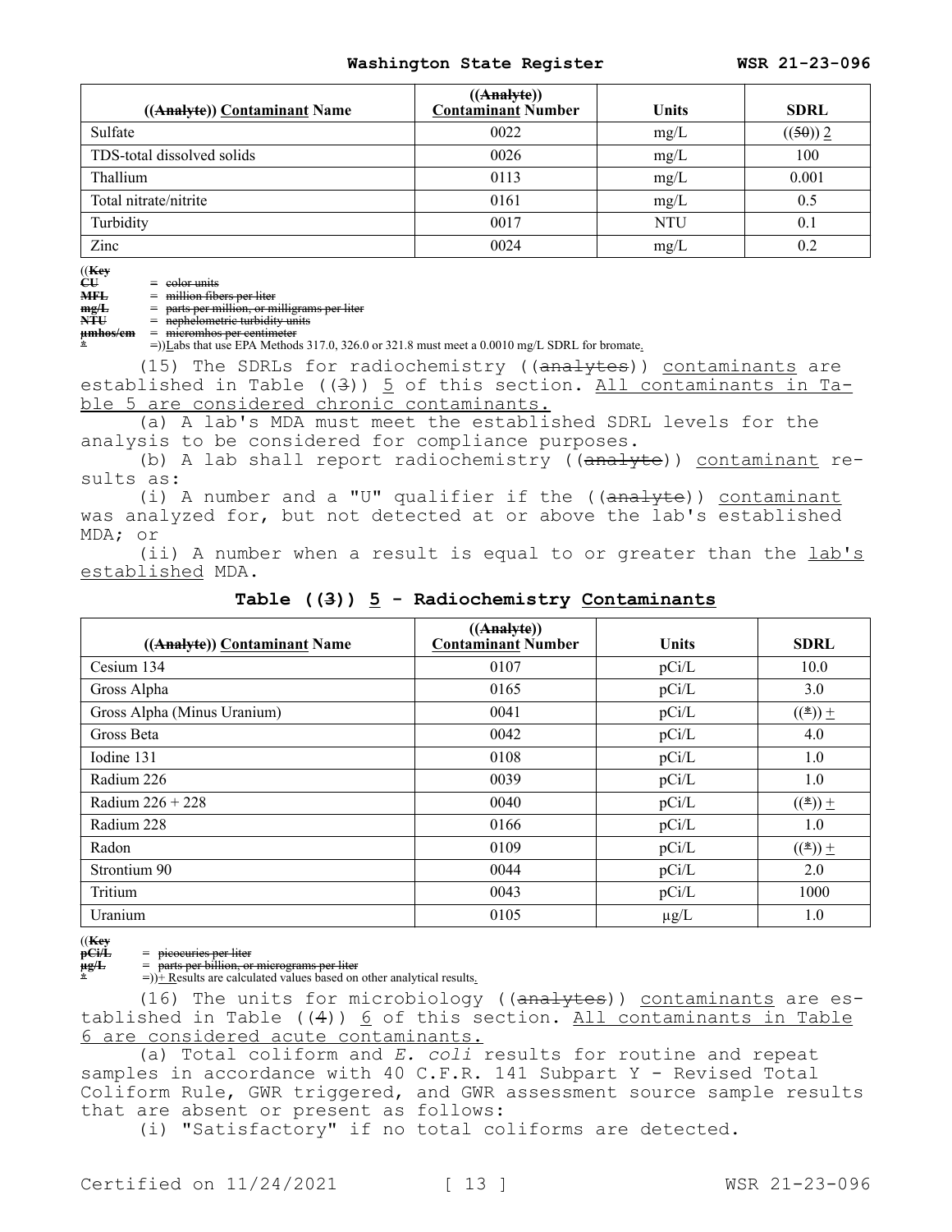| ((Analyte)) Contaminant Name | ((Analyte)) Contaminant Number | Units | SDRL |
| --- | --- | --- | --- |
| Sulfate | 0022 | mg/L | ((50)) 2 |
| TDS-total dissolved solids | 0026 | mg/L | 100 |
| Thallium | 0113 | mg/L | 0.001 |
| Total nitrate/nitrite | 0161 | mg/L | 0.5 |
| Turbidity | 0017 | NTU | 0.1 |
| Zinc | 0024 | mg/L | 0.2 |

((Key
CU = color units
MFL = million fibers per liter
mg/L = parts per million, or milligrams per liter
NTU = nephelometric turbidity units
μmhos/cm = micromhos per centimeter
* =))Labs that use EPA Methods 317.0, 326.0 or 321.8 must meet a 0.0010 mg/L SDRL for bromate.

(15) The SDRLs for radiochemistry ((analytes)) contaminants are established in Table ((3)) 5 of this section. All contaminants in Table 5 are considered chronic contaminants.

(a) A lab's MDA must meet the established SDRL levels for the analysis to be considered for compliance purposes.

(b) A lab shall report radiochemistry ((analyte)) contaminant results as:

(i) A number and a "U" qualifier if the ((analyte)) contaminant was analyzed for, but not detected at or above the lab's established MDA; or

(ii) A number when a result is equal to or greater than the lab's established MDA.

**Table ((3)) 5 - Radiochemistry Contaminants**

| ((Analyte)) Contaminant Name | ((Analyte)) Contaminant Number | Units | SDRL |
| --- | --- | --- | --- |
| Cesium 134 | 0107 | pCi/L | 10.0 |
| Gross Alpha | 0165 | pCi/L | 3.0 |
| Gross Alpha (Minus Uranium) | 0041 | pCi/L | ((*)) + |
| Gross Beta | 0042 | pCi/L | 4.0 |
| Iodine 131 | 0108 | pCi/L | 1.0 |
| Radium 226 | 0039 | pCi/L | 1.0 |
| Radium 226 + 228 | 0040 | pCi/L | ((*)) + |
| Radium 228 | 0166 | pCi/L | 1.0 |
| Radon | 0109 | pCi/L | ((*)) + |
| Strontium 90 | 0044 | pCi/L | 2.0 |
| Tritium | 0043 | pCi/L | 1000 |
| Uranium | 0105 | μg/L | 1.0 |

((Key
pCi/L = picocuries per liter
μg/L = parts per billion, or micrograms per liter
* =))+ Results are calculated values based on other analytical results.

(16) The units for microbiology ((analytes)) contaminants are established in Table ((4)) 6 of this section. All contaminants in Table 6 are considered acute contaminants.

(a) Total coliform and *E. coli* results for routine and repeat samples in accordance with 40 C.F.R. 141 Subpart Y - Revised Total Coliform Rule, GWR triggered, and GWR assessment source sample results that are absent or present as follows:

(i) "Satisfactory" if no total coliforms are detected.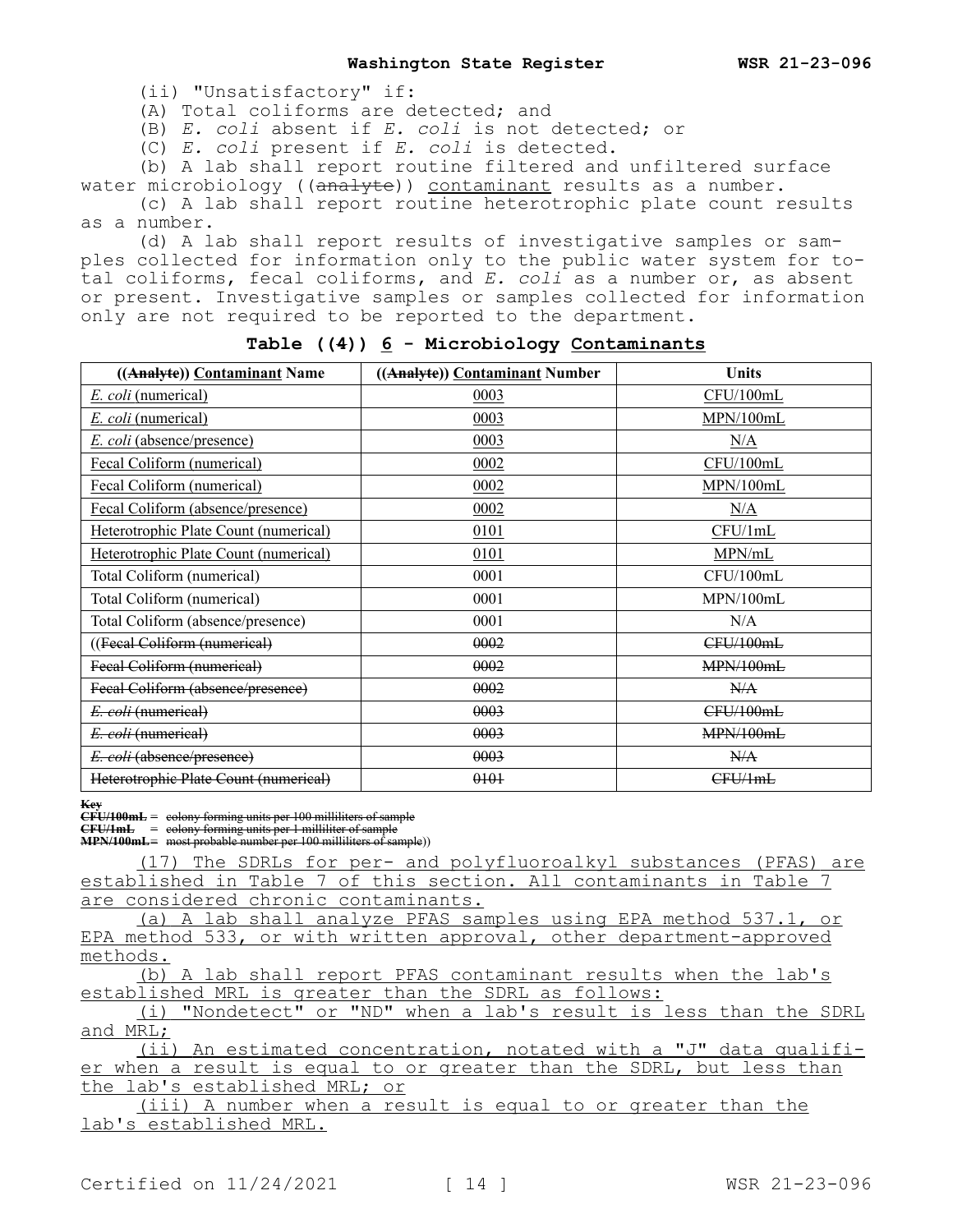(ii) "Unsatisfactory" if:

(A) Total coliforms are detected; and

(B) *E. coli* absent if *E. coli* is not detected; or

(C) *E. coli* present if *E. coli* is detected.

(b) A lab shall report routine filtered and unfiltered surface water microbiology ((~~analyte~~)) <u>contaminant</u> results as a number.

(c) A lab shall report routine heterotrophic plate count results as a number.

(d) A lab shall report results of investigative samples or samples collected for information only to the public water system for total coliforms, fecal coliforms, and *E. coli* as a number or, as absent or present. Investigative samples or samples collected for information only are not required to be reported to the department.

**Table ((4)) <u>6</u> - Microbiology <u>Contaminants</u>**

| ((~~Analyte~~)) <u>Contaminant</u> Name | ((~~Analyte~~)) <u>Contaminant</u> Number | Units |
|---|---|---|
| <u>*E. coli* (numerical)</u> | <u>0003</u> | <u>CFU/100mL</u> |
| <u>*E. coli* (numerical)</u> | <u>0003</u> | <u>MPN/100mL</u> |
| <u>*E. coli* (absence/presence)</u> | <u>0003</u> | <u>N/A</u> |
| <u>Fecal Coliform (numerical)</u> | <u>0002</u> | <u>CFU/100mL</u> |
| <u>Fecal Coliform (numerical)</u> | <u>0002</u> | <u>MPN/100mL</u> |
| <u>Fecal Coliform (absence/presence)</u> | <u>0002</u> | <u>N/A</u> |
| <u>Heterotrophic Plate Count (numerical)</u> | <u>0101</u> | <u>CFU/1mL</u> |
| <u>Heterotrophic Plate Count (numerical)</u> | <u>0101</u> | <u>MPN/mL</u> |
| Total Coliform (numerical) | 0001 | CFU/100mL |
| Total Coliform (numerical) | 0001 | MPN/100mL |
| Total Coliform (absence/presence) | 0001 | N/A |
| ((~~Fecal Coliform (numerical)~~) | ~~0002~~ | ~~CFU/100mL~~ |
| ~~Fecal Coliform (numerical)~~ | ~~0002~~ | ~~MPN/100mL~~ |
| ~~Fecal Coliform (absence/presence)~~ | ~~0002~~ | ~~N/A~~ |
| ~~*E. coli* (numerical)~~ | ~~0003~~ | ~~CFU/100mL~~ |
| ~~*E. coli* (numerical)~~ | ~~0003~~ | ~~MPN/100mL~~ |
| ~~*E. coli* (absence/presence)~~ | ~~0003~~ | ~~N/A~~ |
| ~~Heterotrophic Plate Count (numerical)~~ | ~~0101~~ | ~~CFU/1mL~~ |

~~**Key**~~

~~**CFU/100mL** = colony forming units per 100 milliliters of sample~~

~~**CFU/1mL** = colony forming units per 1 milliliter of sample~~

~~**MPN/100mL** = most probable number per 100 milliliters of sample~~))

<u>(17) The SDRLs for per- and polyfluoroalkyl substances (PFAS) are established in Table 7 of this section. All contaminants in Table 7 are considered chronic contaminants.</u>

<u>(a) A lab shall analyze PFAS samples using EPA method 537.1, or EPA method 533, or with written approval, other department-approved methods.</u>

<u>(b) A lab shall report PFAS contaminant results when the lab's established MRL is greater than the SDRL as follows:</u>

<u>(i) "Nondetect" or "ND" when a lab's result is less than the SDRL and MRL;</u>

<u>(ii) An estimated concentration, notated with a "J" data qualifier when a result is equal to or greater than the SDRL, but less than the lab's established MRL; or</u>

<u>(iii) A number when a result is equal to or greater than the lab's established MRL.</u>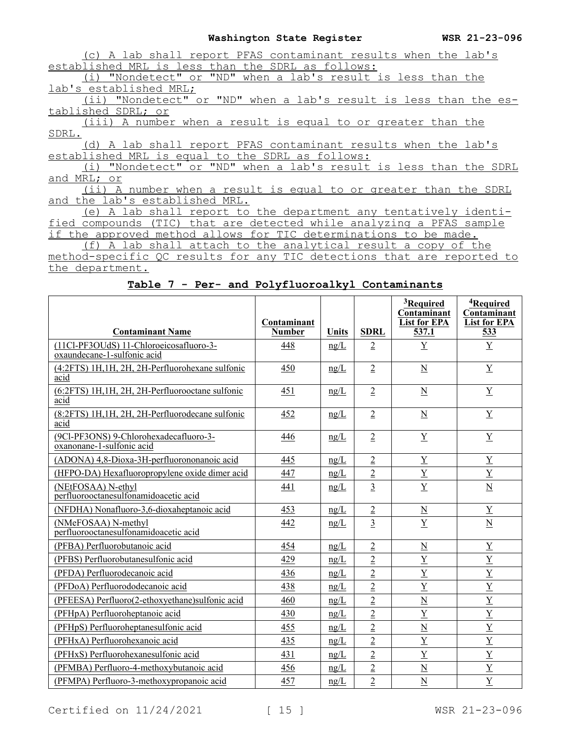(c) A lab shall report PFAS contaminant results when the lab's established MRL is less than the SDRL as follows:

(i) "Nondetect" or "ND" when a lab's result is less than the lab's established MRL;

(ii) "Nondetect" or "ND" when a lab's result is less than the established SDRL; or

(iii) A number when a result is equal to or greater than the SDRL.

(d) A lab shall report PFAS contaminant results when the lab's established MRL is equal to the SDRL as follows:

(i) "Nondetect" or "ND" when a lab's result is less than the SDRL and MRL; or

(ii) A number when a result is equal to or greater than the SDRL and the lab's established MRL.

(e) A lab shall report to the department any tentatively identified compounds (TIC) that are detected while analyzing a PFAS sample if the approved method allows for TIC determinations to be made.

(f) A lab shall attach to the analytical result a copy of the method-specific QC results for any TIC detections that are reported to the department.

**Table 7 - Per- and Polyfluoroalkyl Contaminants**

| Contaminant Name | Contaminant Number | Units | SDRL | [3]Required Contaminant List for EPA 537.1 | [4]Required Contaminant List for EPA 533 |
|---|---|---|---|---|---|
| (11Cl-PF3OUdS) 11-Chloroeicosafluoro-3-oxaundecane-1-sulfonic acid | 448 | ng/L | 2 | Y | Y |
| (4:2FTS) 1H,1H, 2H, 2H-Perfluorohexane sulfonic acid | 450 | ng/L | 2 | N | Y |
| (6:2FTS) 1H,1H, 2H, 2H-Perfluorooctane sulfonic acid | 451 | ng/L | 2 | N | Y |
| (8:2FTS) 1H,1H, 2H, 2H-Perfluorodecane sulfonic acid | 452 | ng/L | 2 | N | Y |
| (9Cl-PF3ONS) 9-Chlorohexadecafluoro-3-oxanonane-1-sulfonic acid | 446 | ng/L | 2 | Y | Y |
| (ADONA) 4,8-Dioxa-3H-perfluorononanoic acid | 445 | ng/L | 2 | Y | Y |
| (HFPO-DA) Hexafluoropropylene oxide dimer acid | 447 | ng/L | 2 | Y | Y |
| (NEtFOSAA) N-ethyl perfluorooctanesulfonamidoacetic acid | 441 | ng/L | 3 | Y | N |
| (NFDHA) Nonafluoro-3,6-dioxaheptanoic acid | 453 | ng/L | 2 | N | Y |
| (NMeFOSAA) N-methyl perfluorooctanesulfonamidoacetic acid | 442 | ng/L | 3 | Y | N |
| (PFBA) Perfluorobutanoic acid | 454 | ng/L | 2 | N | Y |
| (PFBS) Perfluorobutanesulfonic acid | 429 | ng/L | 2 | Y | Y |
| (PFDA) Perfluorodecanoic acid | 436 | ng/L | 2 | Y | Y |
| (PFDoA) Perfluorododecanoic acid | 438 | ng/L | 2 | Y | Y |
| (PFEESA) Perfluoro(2-ethoxyethane)sulfonic acid | 460 | ng/L | 2 | N | Y |
| (PFHpA) Perfluoroheptanoic acid | 430 | ng/L | 2 | Y | Y |
| (PFHpS) Perfluoroheptanesulfonic acid | 455 | ng/L | 2 | N | Y |
| (PFHxA) Perfluorohexanoic acid | 435 | ng/L | 2 | Y | Y |
| (PFHxS) Perfluorohexanesulfonic acid | 431 | ng/L | 2 | Y | Y |
| (PFMBA) Perfluoro-4-methoxybutanoic acid | 456 | ng/L | 2 | N | Y |
| (PFMPA) Perfluoro-3-methoxypropanoic acid | 457 | ng/L | 2 | N | Y |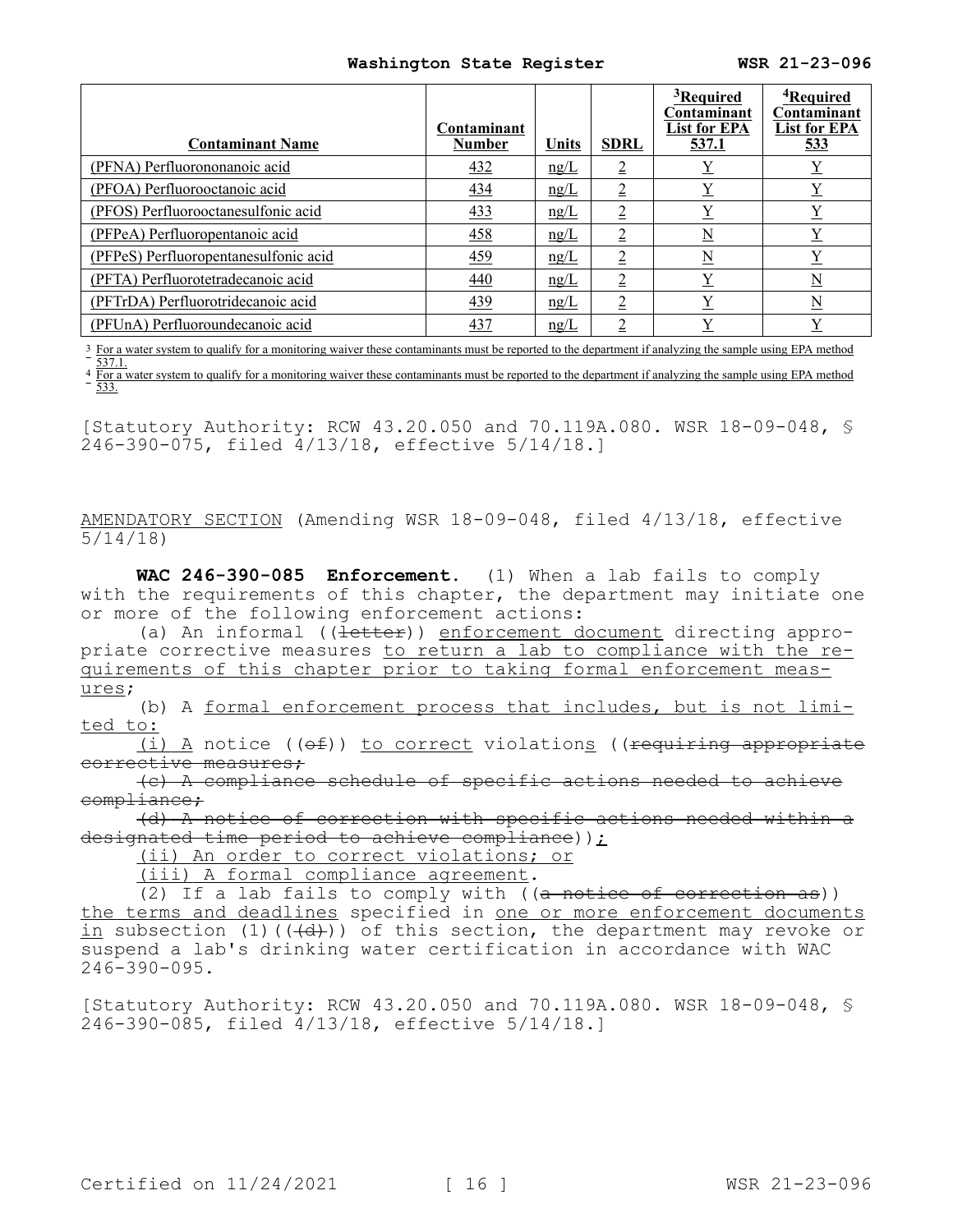| Contaminant Name | Contaminant Number | Units | SDRL | [3]Required Contaminant List for EPA 537.1 | [4]Required Contaminant List for EPA 533 |
|---|---|---|---|---|---|
| (PFNA) Perfluorononanoic acid | 432 | ng/L | 2 | Y | Y |
| (PFOA) Perfluorooctanoic acid | 434 | ng/L | 2 | Y | Y |
| (PFOS) Perfluorooctanesulfonic acid | 433 | ng/L | 2 | Y | Y |
| (PFPeA) Perfluoropentanoic acid | 458 | ng/L | 2 | N | Y |
| (PFPeS) Perfluoropentanesulfonic acid | 459 | ng/L | 2 | N | Y |
| (PFTA) Perfluorotetradecanoic acid | 440 | ng/L | 2 | Y | N |
| (PFTrDA) Perfluorotridecanoic acid | 439 | ng/L | 2 | Y | N |
| (PFUnA) Perfluoroundecanoic acid | 437 | ng/L | 2 | Y | Y |

[3] For a water system to qualify for a monitoring waiver these contaminants must be reported to the department if analyzing the sample using EPA method 537.1.

[4] For a water system to qualify for a monitoring waiver these contaminants must be reported to the department if analyzing the sample using EPA method 533.

[Statutory Authority: RCW 43.20.050 and 70.119A.080. WSR 18-09-048, § 246-390-075, filed 4/13/18, effective 5/14/18.]

AMENDATORY SECTION (Amending WSR 18-09-048, filed 4/13/18, effective 5/14/18)

**WAC 246-390-085 Enforcement.** (1) When a lab fails to comply with the requirements of this chapter, the department may initiate one or more of the following enforcement actions:

(a) An informal ((~~letter~~)) enforcement document directing appropriate corrective measures to return a lab to compliance with the requirements of this chapter prior to taking formal enforcement measures;

(b) A formal enforcement process that includes, but is not limited to:

(i) A notice ((~~of~~)) to correct violations ((~~requiring appropriate corrective measures;~~

~~(c) A compliance schedule of specific actions needed to achieve compliance;~~

~~(d) A notice of correction with specific actions needed within a designated time period to achieve compliance~~));

(ii) An order to correct violations; or

(iii) A formal compliance agreement.

(2) If a lab fails to comply with ((~~a notice of correction as~~)) the terms and deadlines specified in one or more enforcement documents in subsection (1)((~~(d)~~)) of this section, the department may revoke or suspend a lab's drinking water certification in accordance with WAC 246-390-095.

[Statutory Authority: RCW 43.20.050 and 70.119A.080. WSR 18-09-048, § 246-390-085, filed 4/13/18, effective 5/14/18.]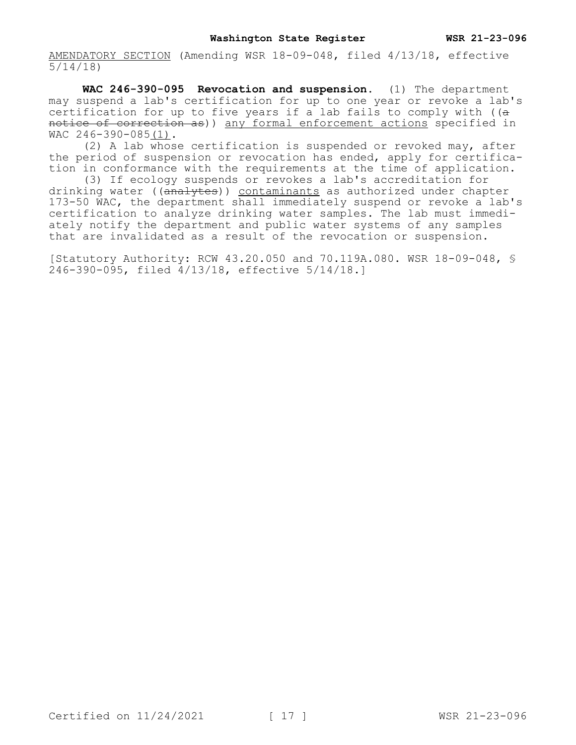AMENDATORY SECTION (Amending WSR 18-09-048, filed 4/13/18, effective 5/14/18)

**WAC 246-390-095 Revocation and suspension.** (1) The department may suspend a lab's certification for up to one year or revoke a lab's certification for up to five years if a lab fails to comply with ((~~a notice of correction as~~)) any formal enforcement actions specified in WAC 246-390-085(1).

(2) A lab whose certification is suspended or revoked may, after the period of suspension or revocation has ended, apply for certification in conformance with the requirements at the time of application.

(3) If ecology suspends or revokes a lab's accreditation for drinking water ((~~analytes~~)) contaminants as authorized under chapter 173-50 WAC, the department shall immediately suspend or revoke a lab's certification to analyze drinking water samples. The lab must immediately notify the department and public water systems of any samples that are invalidated as a result of the revocation or suspension.

[Statutory Authority: RCW 43.20.050 and 70.119A.080. WSR 18-09-048, § 246-390-095, filed 4/13/18, effective 5/14/18.]